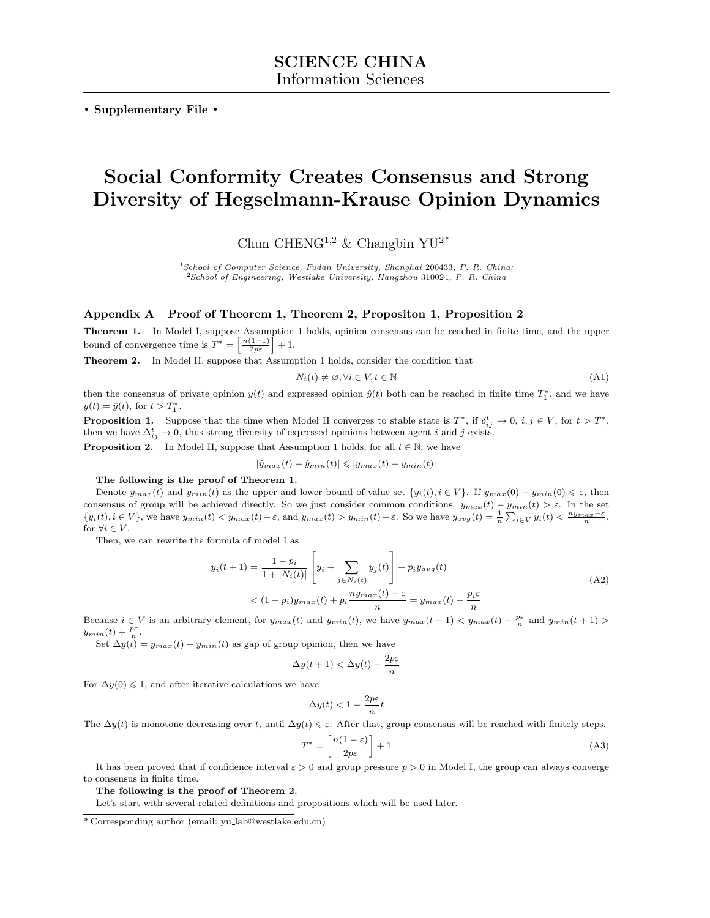SCIENCE CHINA
Information Sciences

• **Supplementary File** •

# Social Conformity Creates Consensus and Strong Diversity of Hegselmann-Krause Opinion Dynamics

Chun CHENG[1,2] & Changbin YU[2*]

[1]*School of Computer Science, Fudan University, Shanghai 200433, P. R. China;*
[2]*School of Engineering, Westlake University, Hangzhou 310024, P. R. China*

## Appendix A Proof of Theorem 1, Theorem 2, Propositon 1, Proposition 2

**Theorem 1.** In Model I, suppose Assumption 1 holds, opinion consensus can be reached in finite time, and the upper bound of convergence time is $T^* = \left[\frac{n(1-\varepsilon)}{2p\varepsilon}\right] + 1$.

**Theorem 2.** In Model II, suppose that Assumption 1 holds, consider the condition that

$$N_i(t) \neq \varnothing, \forall i \in V, t \in \mathbb{N} \tag{A1}$$

then the consensus of private opinion $y(t)$ and expressed opinion $\hat{y}(t)$ both can be reached in finite time $T_1^*$, and we have $y(t) = \hat{y}(t)$, for $t > T_1^*$.

**Proposition 1.** Suppose that the time when Model II converges to stable state is $T^*$, if $\delta_{ij}^t \to 0$, $i, j \in V$, for $t > T^*$, then we have $\Delta_{ij}^t \to 0$, thus strong diversity of expressed opinions between agent $i$ and $j$ exists.

**Proposition 2.** In Model II, suppose that Assumption 1 holds, for all $t \in \mathbb{N}$, we have

$$|\hat{y}_{max}(t) - \hat{y}_{min}(t)| \leqslant |y_{max}(t) - y_{min}(t)|$$

**The following is the proof of Theorem 1.**

Denote $y_{max}(t)$ and $y_{min}(t)$ as the upper and lower bound of value set $\{y_i(t), i \in V\}$. If $y_{max}(0) - y_{min}(0) \leqslant \varepsilon$, then consensus of group will be achieved directly. So we just consider common conditions: $y_{max}(t) - y_{min}(t) > \varepsilon$. In the set $\{y_i(t), i \in V\}$, we have $y_{min}(t) < y_{max}(t) - \varepsilon$, and $y_{max}(t) > y_{min}(t) + \varepsilon$. So we have $y_{avg}(t) = \frac{1}{n}\sum_{i\in V} y_i(t) < \frac{ny_{max} - \varepsilon}{n}$, for $\forall i \in V$.

Then, we can rewrite the formula of model I as

$$\begin{aligned} y_i(t+1) &= \frac{1-p_i}{1+|N_i(t)|}\left[y_i + \sum_{j\in N_i(t)} y_j(t)\right] + p_i y_{avg}(t) \\ &< (1-p_i)y_{max}(t) + p_i\frac{ny_{max}(t) - \varepsilon}{n} = y_{max}(t) - \frac{p_i\varepsilon}{n} \end{aligned} \tag{A2}$$

Because $i \in V$ is an arbitrary element, for $y_{max}(t)$ and $y_{min}(t)$, we have $y_{max}(t+1) < y_{max}(t) - \frac{p\varepsilon}{n}$ and $y_{min}(t+1) > y_{min}(t) + \frac{p\varepsilon}{n}$.

Set $\Delta y(t) = y_{max}(t) - y_{min}(t)$ as gap of group opinion, then we have

$$\Delta y(t+1) < \Delta y(t) - \frac{2p\varepsilon}{n}$$

For $\Delta y(0) \leqslant 1$, and after iterative calculations we have

$$\Delta y(t) < 1 - \frac{2p\varepsilon}{n}t$$

The $\Delta y(t)$ is monotone decreasing over $t$, until $\Delta y(t) \leqslant \varepsilon$. After that, group consensus will be reached with finitely steps.

$$T^* = \left[\frac{n(1-\varepsilon)}{2p\varepsilon}\right] + 1 \tag{A3}$$

It has been proved that if confidence interval $\varepsilon > 0$ and group pressure $p > 0$ in Model I, the group can always converge to consensus in finite time.

**The following is the proof of Theorem 2.**

Let's start with several related definitions and propositions which will be used later.

*Corresponding author (email: yu_lab@westlake.edu.cn)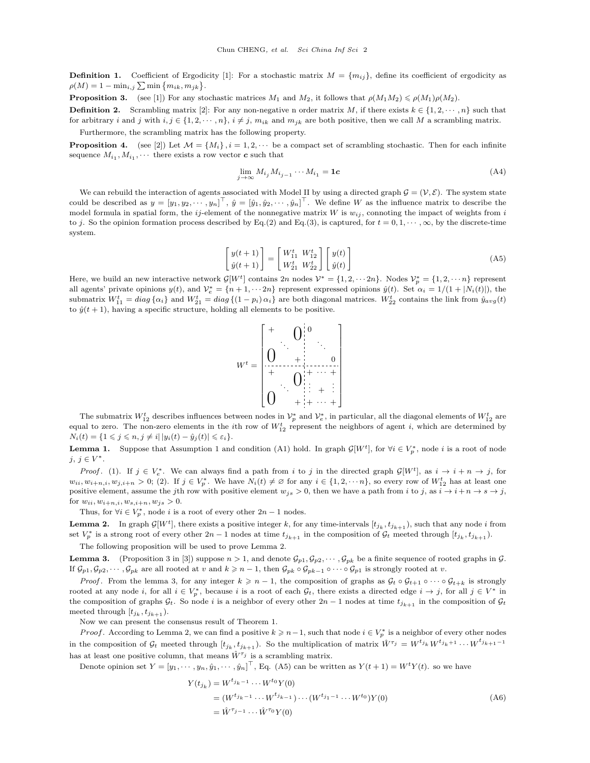**Definition 1.** Coefficient of Ergodicity [1]: For a stochastic matrix $M = \{m_{ij}\}$, define its coefficient of ergodicity as $\rho(M) = 1 - \min_{i,j} \sum \min\{m_{ik}, m_{jk}\}$.

**Proposition 3.** (see [1]) For any stochastic matrices $M_1$ and $M_2$, it follows that $\rho(M_1 M_2) \leqslant \rho(M_1)\rho(M_2)$.

**Definition 2.** Scrambling matrix [2]: For any non-negative n order matrix $M$, if there exists $k \in \{1, 2, \cdots, n\}$ such that for arbitrary $i$ and $j$ with $i, j \in \{1, 2, \cdots, n\}$, $i \neq j$, $m_{ik}$ and $m_{jk}$ are both positive, then we call $M$ a scrambling matrix.

Furthermore, the scrambling matrix has the following property.

**Proposition 4.** (see [2]) Let $\mathcal{M} = \{M_i\}, i = 1, 2, \cdots$ be a compact set of scrambling stochastic. Then for each infinite sequence $M_{i_1}, M_{i_1}, \cdots$ there exists a row vector $\boldsymbol{c}$ such that

$$\lim_{j \to \infty} M_{i_j} M_{i_{j-1}} \cdots M_{i_1} = \mathbf{1c} \tag{A4}$$

We can rebuild the interaction of agents associated with Model II by using a directed graph $\mathcal{G} = (\mathcal{V}, \mathcal{E})$. The system state could be described as $y = [y_1, y_2, \cdots, y_n]^\top$, $\hat{y} = [\hat{y}_1, \hat{y}_2, \cdots, \hat{y}_n]^\top$. We define $W$ as the influence matrix to describe the model formula in spatial form, the $ij$-element of the nonnegative matrix $W$ is $w_{ij}$, connoting the impact of weights from $i$ to $j$. So the opinion formation process described by Eq.(2) and Eq.(3), is captured, for $t = 0, 1, \cdots, \infty$, by the discrete-time system.

$$\begin{bmatrix} y(t+1) \\ \hat{y}(t+1) \end{bmatrix} = \begin{bmatrix} W_{11}^t & W_{12}^t \\ W_{21}^t & W_{22}^t \end{bmatrix} \begin{bmatrix} y(t) \\ \hat{y}(t) \end{bmatrix} \tag{A5}$$

Here, we build an new interactive network $\mathcal{G}[W^t]$ contains $2n$ nodes $\mathcal{V}^* = \{1, 2, \cdots 2n\}$. Nodes $\mathcal{V}_p^* = \{1, 2, \cdots n\}$ represent all agents' private opinions $y(t)$, and $\mathcal{V}_e^* = \{n+1, \cdots 2n\}$ represent expressed opinions $\hat{y}(t)$. Set $\alpha_i = 1/(1 + |N_i(t)|)$, the submatrix $W_{11}^t = diag\{\alpha_i\}$ and $W_{21}^t = diag\{(1 - p_i)\alpha_i\}$ are both diagonal matrices. $W_{22}^t$ contains the link from $\hat{y}_{avg}(t)$ to $\hat{y}(t+1)$, having a specific structure, holding all elements to be positive.

$$W^t = \left[\begin{array}{ccc|ccc} + & & \mathbf{0} & 0 & & \\ & \ddots & & & \ddots & \\ \mathbf{0} & & + & & & 0 \\ \hline + & & \mathbf{0} & + & \cdots & + \\ & \ddots & & \vdots & + & \vdots \\ \mathbf{0} & & + & + & \cdots & + \end{array}\right]$$

The submatrix $W_{12}^t$ describes influences between nodes in $\mathcal{V}_p^*$ and $\mathcal{V}_e^*$, in particular, all the diagonal elements of $W_{12}^t$ are equal to zero. The non-zero elements in the $i$th row of $W_{12}^t$ represent the neighbors of agent $i$, which are determined by $N_i(t) = \{1 \leqslant j \leqslant n, j \neq i | |y_i(t) - \hat{y}_j(t)| \leqslant \varepsilon_i\}$.

**Lemma 1.** Suppose that Assumption 1 and condition (A1) hold. In graph $\mathcal{G}[W^t]$, for $\forall i \in V_p^*$, node $i$ is a root of node $j$, $j \in V^*$.

*Proof.* (1). If $j \in V_e^*$. We can always find a path from $i$ to $j$ in the directed graph $\mathcal{G}[W^t]$, as $i \to i + n \to j$, for $w_{ii}, w_{i+n,i}, w_{j,i+n} > 0$; (2). If $j \in V_p^*$. We have $N_i(t) \neq \varnothing$ for any $i \in \{1, 2, \cdots n\}$, so every row of $W_{12}^t$ has at least one positive element, assume the $j$th row with positive element $w_{js} > 0$, then we have a path from $i$ to $j$, as $i \to i + n \to s \to j$, for $w_{ii}, w_{i+n,i}, w_{s,i+n}, w_{js} > 0$.

Thus, for $\forall i \in V_p^*$, node $i$ is a root of every other $2n - 1$ nodes.

**Lemma 2.** In graph $\mathcal{G}[W^t]$, there exists a positive integer $k$, for any time-intervals $[t_{j_k}, t_{j_{k+1}})$, such that any node $i$ from set $V_p^*$ is a strong root of every other $2n - 1$ nodes at time $t_{j_{k+1}}$ in the composition of $\mathcal{G}_t$ meeted through $[t_{j_k}, t_{j_{k+1}})$.

The following proposition will be used to prove Lemma 2.

**Lemma 3.** (Proposition 3 in [3]) suppose $n > 1$, and denote $\mathcal{G}_{p1}, \mathcal{G}_{p2}, \cdots, \mathcal{G}_{pk}$ be a finite sequence of rooted graphs in $\mathcal{G}$. If $\mathcal{G}_{p1}, \mathcal{G}_{p2}, \cdots, \mathcal{G}_{pk}$ are all rooted at $v$ and $k \geqslant n - 1$, then $\mathcal{G}_{pk} \circ \mathcal{G}_{pk-1} \circ \cdots \circ \mathcal{G}_{p1}$ is strongly rooted at $v$.

*Proof.* From the lemma 3, for any integer $k \geqslant n - 1$, the composition of graphs as $\mathcal{G}_t \circ \mathcal{G}_{t+1} \circ \cdots \circ \mathcal{G}_{t+k}$ is strongly rooted at any node $i$, for all $i \in V_p^*$, because $i$ is a root of each $\mathcal{G}_t$, there exists a directed edge $i \to j$, for all $j \in V^*$ in the composition of graphs $\mathcal{G}_t$. So node $i$ is a neighbor of every other $2n - 1$ nodes at time $t_{j_{k+1}}$ in the composition of $\mathcal{G}_t$ meeted through $[t_{j_k}, t_{j_{k+1}})$.

Now we can present the consensus result of Theorem 1.

*Proof.* According to Lemma 2, we can find a positive $k \geqslant n-1$, such that node $i \in V_p^*$ is a neighbor of every other nodes in the composition of $\mathcal{G}_t$ meeted through $[t_{j_k}, t_{j_{k+1}})$. So the multiplication of matrix $\hat{W}^{\tau_j} = W^{t_{j_k}} W^{t_{j_k+1}} \cdots W^{t_{j_{k+1}-1}}$ has at least one positive column, that means $\hat{W}^{\tau_j}$ is a scrambling matrix.

Denote opinion set $Y = [y_1, \cdots, y_n, \hat{y}_1, \cdots, \hat{y}_n]^\top$, Eq. (A5) can be written as $Y(t+1) = W^t Y(t)$. so we have

$$\begin{aligned} Y(t_{j_k}) &= W^{t_{j_k} - 1} \cdots W^{t_0} Y(0) \\ &= (W^{t_{j_k} - 1} \cdots W^{t_{j_{k-1}}}) \cdots (W^{t_{j_1} - 1} \cdots W^{t_0}) Y(0) \\ &= \hat{W}^{\tau_{j-1}} \cdots \hat{W}^{\tau_0} Y(0) \end{aligned} \tag{A6}$$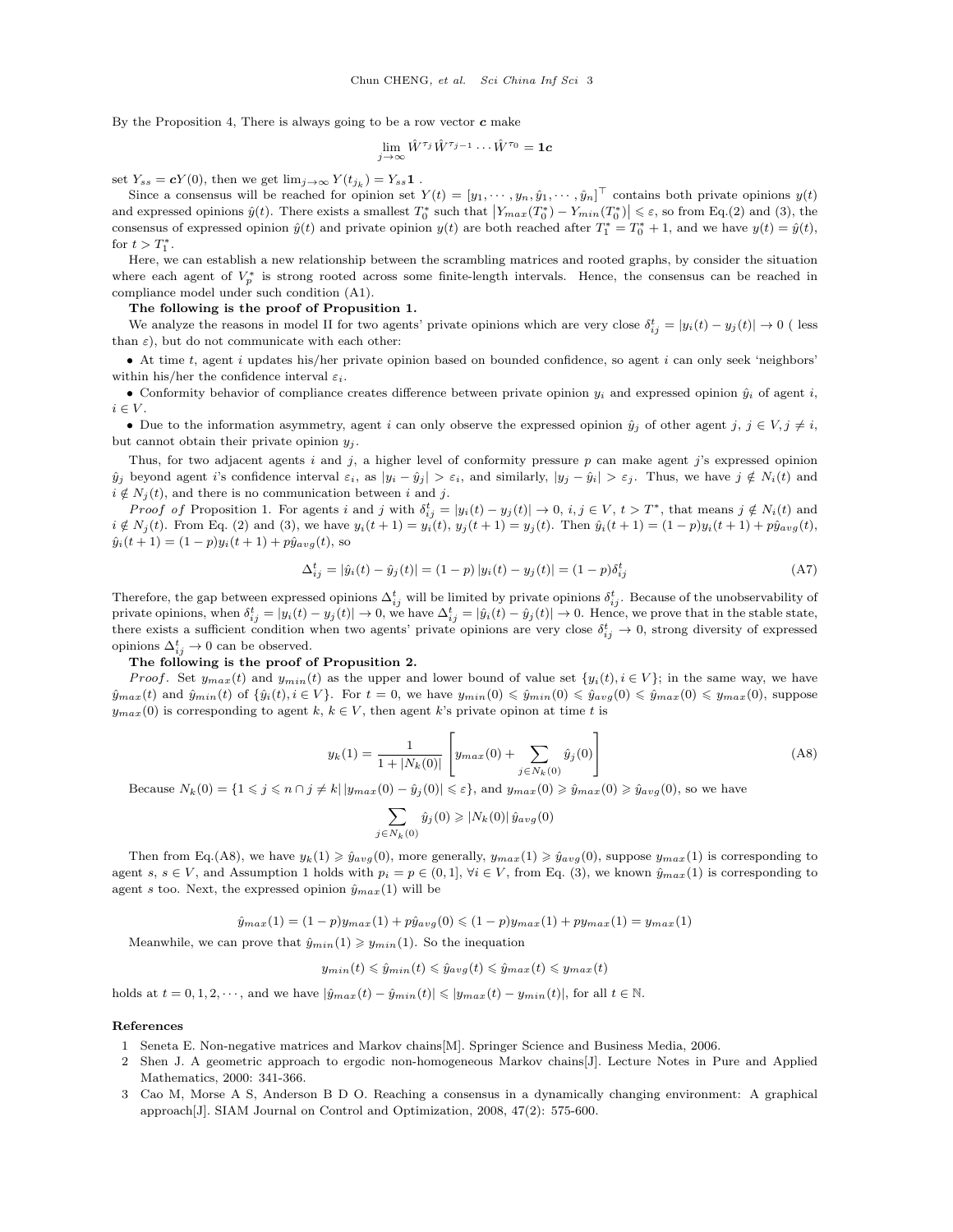By the Proposition 4, There is always going to be a row vector $\boldsymbol{c}$ make

$$\lim_{j\to\infty} \hat{W}^{\tau_j}\hat{W}^{\tau_{j-1}}\cdots\hat{W}^{\tau_0} = \mathbf{1c}$$

set $Y_{ss} = \boldsymbol{c}Y(0)$, then we get $\lim_{j\to\infty} Y(t_{j_k}) = Y_{ss}\mathbf{1}$ .

Since a consensus will be reached for opinion set $Y(t) = [y_1, \cdots, y_n, \hat{y}_1, \cdots, \hat{y}_n]^\top$ contains both private opinions $y(t)$ and expressed opinions $\hat{y}(t)$. There exists a smallest $T_0^*$ such that $\left|Y_{max}(T_0^*) - Y_{min}(T_0^*)\right| \leqslant \varepsilon$, so from Eq.(2) and (3), the consensus of expressed opinion $\hat{y}(t)$ and private opinion $y(t)$ are both reached after $T_1^* = T_0^* + 1$, and we have $y(t) = \hat{y}(t)$, for $t > T_1^*$.

Here, we can establish a new relationship between the scrambling matrices and rooted graphs, by consider the situation where each agent of $V_p^*$ is strong rooted across some finite-length intervals. Hence, the consensus can be reached in compliance model under such condition (A1).

**The following is the proof of Propusition 1.**

We analyze the reasons in model II for two agents' private opinions which are very close $\delta_{ij}^t = |y_i(t) - y_j(t)| \to 0$ ( less than $\varepsilon$), but do not communicate with each other:

- At time $t$, agent $i$ updates his/her private opinion based on bounded confidence, so agent $i$ can only seek 'neighbors' within his/her the confidence interval $\varepsilon_i$.
- Conformity behavior of compliance creates difference between private opinion $y_i$ and expressed opinion $\hat{y}_i$ of agent $i$, $i \in V$.
- Due to the information asymmetry, agent $i$ can only observe the expressed opinion $\hat{y}_j$ of other agent $j$, $j \in V, j \neq i$, but cannot obtain their private opinion $y_j$.

Thus, for two adjacent agents $i$ and $j$, a higher level of conformity pressure $p$ can make agent $j$'s expressed opinion $\hat{y}_j$ beyond agent $i$'s confidence interval $\varepsilon_i$, as $|y_i - \hat{y}_j| > \varepsilon_i$, and similarly, $|y_j - \hat{y}_i| > \varepsilon_j$. Thus, we have $j \notin N_i(t)$ and $i \notin N_j(t)$, and there is no communication between $i$ and $j$.

*Proof of* Proposition 1. For agents $i$ and $j$ with $\delta_{ij}^t = |y_i(t) - y_j(t)| \to 0$, $i, j \in V$, $t > T^*$, that means $j \notin N_i(t)$ and $i \notin N_j(t)$. From Eq. (2) and (3), we have $y_i(t+1) = y_i(t)$, $y_j(t+1) = y_j(t)$. Then $\hat{y}_i(t+1) = (1-p)y_i(t+1) + p\hat{y}_{avg}(t)$, $\hat{y}_i(t+1) = (1-p)y_i(t+1) + p\hat{y}_{avg}(t)$, so

$$\Delta_{ij}^t = |\hat{y}_i(t) - \hat{y}_j(t)| = (1-p)\left|y_i(t) - y_j(t)\right| = (1-p)\delta_{ij}^t \tag{A7}$$

Therefore, the gap between expressed opinions $\Delta_{ij}^t$ will be limited by private opinions $\delta_{ij}^t$. Because of the unobservability of private opinions, when $\delta_{ij}^t = |y_i(t) - y_j(t)| \to 0$, we have $\Delta_{ij}^t = |\hat{y}_i(t) - \hat{y}_j(t)| \to 0$. Hence, we prove that in the stable state, there exists a sufficient condition when two agents' private opinions are very close $\delta_{ij}^t \to 0$, strong diversity of expressed opinions $\Delta_{ij}^t \to 0$ can be observed.

**The following is the proof of Propusition 2.**

*Proof*. Set $y_{max}(t)$ and $y_{min}(t)$ as the upper and lower bound of value set $\{y_i(t), i \in V\}$; in the same way, we have $\hat{y}_{max}(t)$ and $\hat{y}_{min}(t)$ of $\{\hat{y}_i(t), i \in V\}$. For $t = 0$, we have $y_{min}(0) \leqslant \hat{y}_{min}(0) \leqslant \hat{y}_{avg}(0) \leqslant \hat{y}_{max}(0) \leqslant y_{max}(0)$, suppose $y_{max}(0)$ is corresponding to agent $k$, $k \in V$, then agent $k$'s private opinon at time $t$ is

$$y_k(1) = \frac{1}{1 + |N_k(0)|}\left[y_{max}(0) + \sum_{j\in N_k(0)} \hat{y}_j(0)\right] \tag{A8}$$

Because $N_k(0) = \{1 \leqslant j \leqslant n \cap j \neq k|\, |y_{max}(0) - \hat{y}_j(0)| \leqslant \varepsilon\}$, and $y_{max}(0) \geqslant \hat{y}_{max}(0) \geqslant \hat{y}_{avg}(0)$, so we have

$$\sum_{j\in N_k(0)} \hat{y}_j(0) \geqslant |N_k(0)|\, \hat{y}_{avg}(0)$$

Then from Eq.(A8), we have $y_k(1) \geqslant \hat{y}_{avg}(0)$, more generally, $y_{max}(1) \geqslant \hat{y}_{avg}(0)$, suppose $y_{max}(1)$ is corresponding to agent $s$, $s \in V$, and Assumption 1 holds with $p_i = p \in (0, 1]$, $\forall i \in V$, from Eq. (3), we known $\hat{y}_{max}(1)$ is corresponding to agent $s$ too. Next, the expressed opinion $\hat{y}_{max}(1)$ will be

$$\hat{y}_{max}(1) = (1-p)y_{max}(1) + p\hat{y}_{avg}(0) \leqslant (1-p)y_{max}(1) + py_{max}(1) = y_{max}(1)$$

Meanwhile, we can prove that $\hat{y}_{min}(1) \geqslant y_{min}(1)$. So the inequation

$$y_{min}(t) \leqslant \hat{y}_{min}(t) \leqslant \hat{y}_{avg}(t) \leqslant \hat{y}_{max}(t) \leqslant y_{max}(t)$$

holds at $t = 0, 1, 2, \cdots$, and we have $|\hat{y}_{max}(t) - \hat{y}_{min}(t)| \leqslant |y_{max}(t) - y_{min}(t)|$, for all $t \in \mathbb{N}$.

## References

1. Seneta E. Non-negative matrices and Markov chains[M]. Springer Science and Business Media, 2006.
2. Shen J. A geometric approach to ergodic non-homogeneous Markov chains[J]. Lecture Notes in Pure and Applied Mathematics, 2000: 341-366.
3. Cao M, Morse A S, Anderson B D O. Reaching a consensus in a dynamically changing environment: A graphical approach[J]. SIAM Journal on Control and Optimization, 2008, 47(2): 575-600.